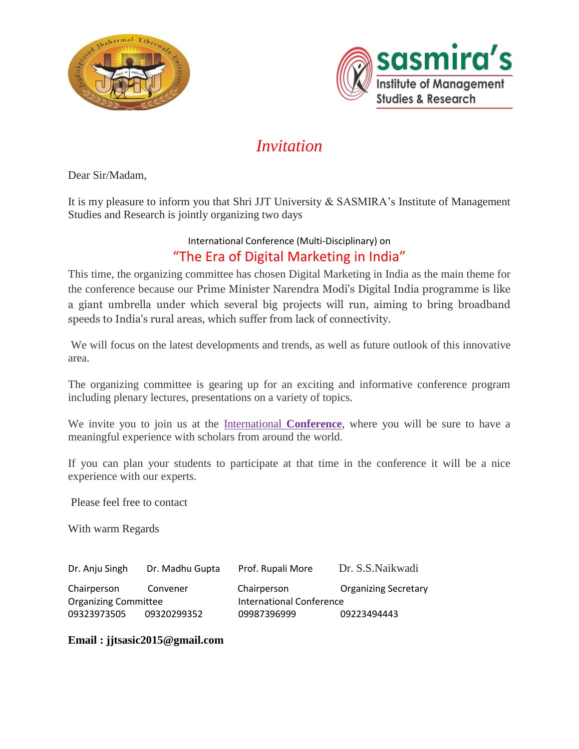# *Invitation*

Dear Sir/Madam,

It is my pleasure to inform you that Shri JJT University & SASMIRA's Institute of Management Studies and Research is jointly organizing two days

International Conference (Multi-Disciplinary) on

## "The Era of Digital Marketing in India"

This time, the organizing committee has chosen Digital Marketing in India as the main theme for the conference because our Prime Minister Narendra Modi's Digital India programme is like a giant umbrella under which several big projects will run, aiming to bring broadband speeds to India's rural areas, which suffer from lack of connectivity.

We will focus on the latest developments and trends, as well as future outlook of this innovative area.

The organizing committee is gearing up for an exciting and informative conference program including plenary lectures, presentations on a variety of topics.

We invite you to join us at the International **Conference**, where you will be sure to have a meaningful experience with scholars from around the world.

If you can plan your students to participate at that time in the conference it will be a nice experience with our experts.

Please feel free to contact

With warm Regards

| Dr. Anju Singh | Dr. Madhu Gupta | Prof. Rupali More | Dr. S.S.Naikwadi |
|---|---|---|---|
| Chairperson | Convener | Chairperson | Organizing Secretary |
| Organizing Committee | | International Conference | |
| 09323973505 | 09320299352 | 09987396999 | 09223494443 |

**Email : jjtsasic2015@gmail.com**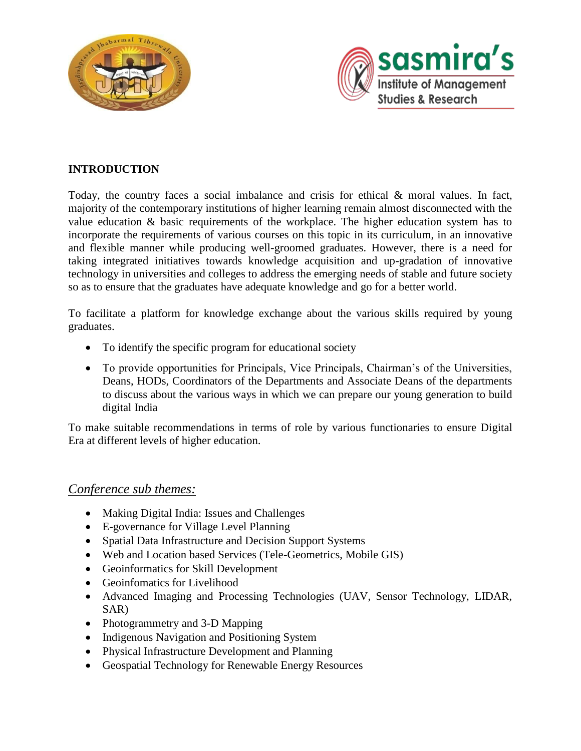## INTRODUCTION

Today, the country faces a social imbalance and crisis for ethical & moral values. In fact, majority of the contemporary institutions of higher learning remain almost disconnected with the value education & basic requirements of the workplace. The higher education system has to incorporate the requirements of various courses on this topic in its curriculum, in an innovative and flexible manner while producing well-groomed graduates. However, there is a need for taking integrated initiatives towards knowledge acquisition and up-gradation of innovative technology in universities and colleges to address the emerging needs of stable and future society so as to ensure that the graduates have adequate knowledge and go for a better world.

To facilitate a platform for knowledge exchange about the various skills required by young graduates.

- To identify the specific program for educational society
- To provide opportunities for Principals, Vice Principals, Chairman's of the Universities, Deans, HODs, Coordinators of the Departments and Associate Deans of the departments to discuss about the various ways in which we can prepare our young generation to build digital India

To make suitable recommendations in terms of role by various functionaries to ensure Digital Era at different levels of higher education.

## *Conference sub themes:*

- Making Digital India: Issues and Challenges
- E-governance for Village Level Planning
- Spatial Data Infrastructure and Decision Support Systems
- Web and Location based Services (Tele-Geometrics, Mobile GIS)
- Geoinformatics for Skill Development
- Geoinfomatics for Livelihood
- Advanced Imaging and Processing Technologies (UAV, Sensor Technology, LIDAR, SAR)
- Photogrammetry and 3-D Mapping
- Indigenous Navigation and Positioning System
- Physical Infrastructure Development and Planning
- Geospatial Technology for Renewable Energy Resources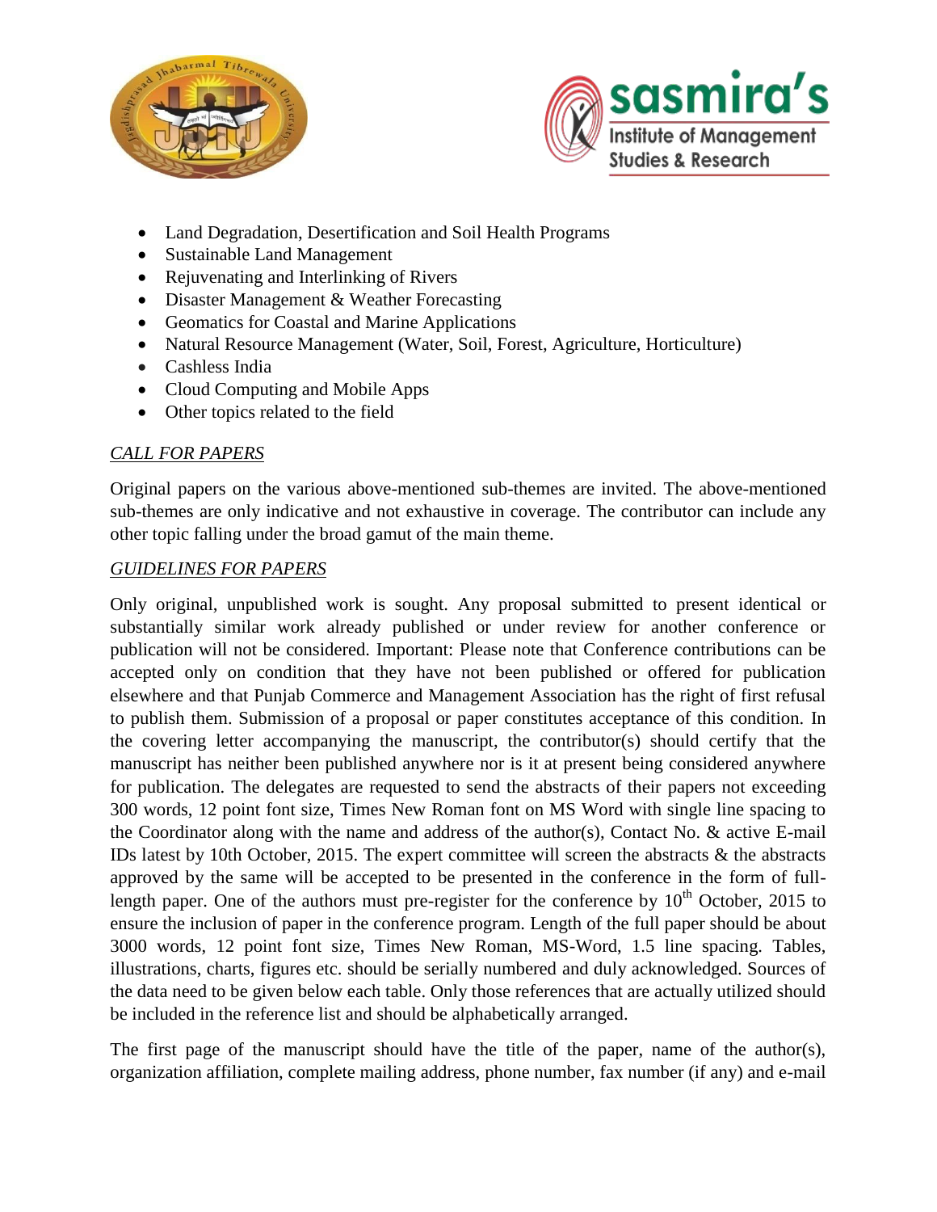- Land Degradation, Desertification and Soil Health Programs
- Sustainable Land Management
- Rejuvenating and Interlinking of Rivers
- Disaster Management & Weather Forecasting
- Geomatics for Coastal and Marine Applications
- Natural Resource Management (Water, Soil, Forest, Agriculture, Horticulture)
- Cashless India
- Cloud Computing and Mobile Apps
- Other topics related to the field

*CALL FOR PAPERS*

Original papers on the various above-mentioned sub-themes are invited. The above-mentioned sub-themes are only indicative and not exhaustive in coverage. The contributor can include any other topic falling under the broad gamut of the main theme.

*GUIDELINES FOR PAPERS*

Only original, unpublished work is sought. Any proposal submitted to present identical or substantially similar work already published or under review for another conference or publication will not be considered. Important: Please note that Conference contributions can be accepted only on condition that they have not been published or offered for publication elsewhere and that Punjab Commerce and Management Association has the right of first refusal to publish them. Submission of a proposal or paper constitutes acceptance of this condition. In the covering letter accompanying the manuscript, the contributor(s) should certify that the manuscript has neither been published anywhere nor is it at present being considered anywhere for publication. The delegates are requested to send the abstracts of their papers not exceeding 300 words, 12 point font size, Times New Roman font on MS Word with single line spacing to the Coordinator along with the name and address of the author(s), Contact No. & active E-mail IDs latest by 10th October, 2015. The expert committee will screen the abstracts & the abstracts approved by the same will be accepted to be presented in the conference in the form of full-length paper. One of the authors must pre-register for the conference by 10th October, 2015 to ensure the inclusion of paper in the conference program. Length of the full paper should be about 3000 words, 12 point font size, Times New Roman, MS-Word, 1.5 line spacing. Tables, illustrations, charts, figures etc. should be serially numbered and duly acknowledged. Sources of the data need to be given below each table. Only those references that are actually utilized should be included in the reference list and should be alphabetically arranged.

The first page of the manuscript should have the title of the paper, name of the author(s), organization affiliation, complete mailing address, phone number, fax number (if any) and e-mail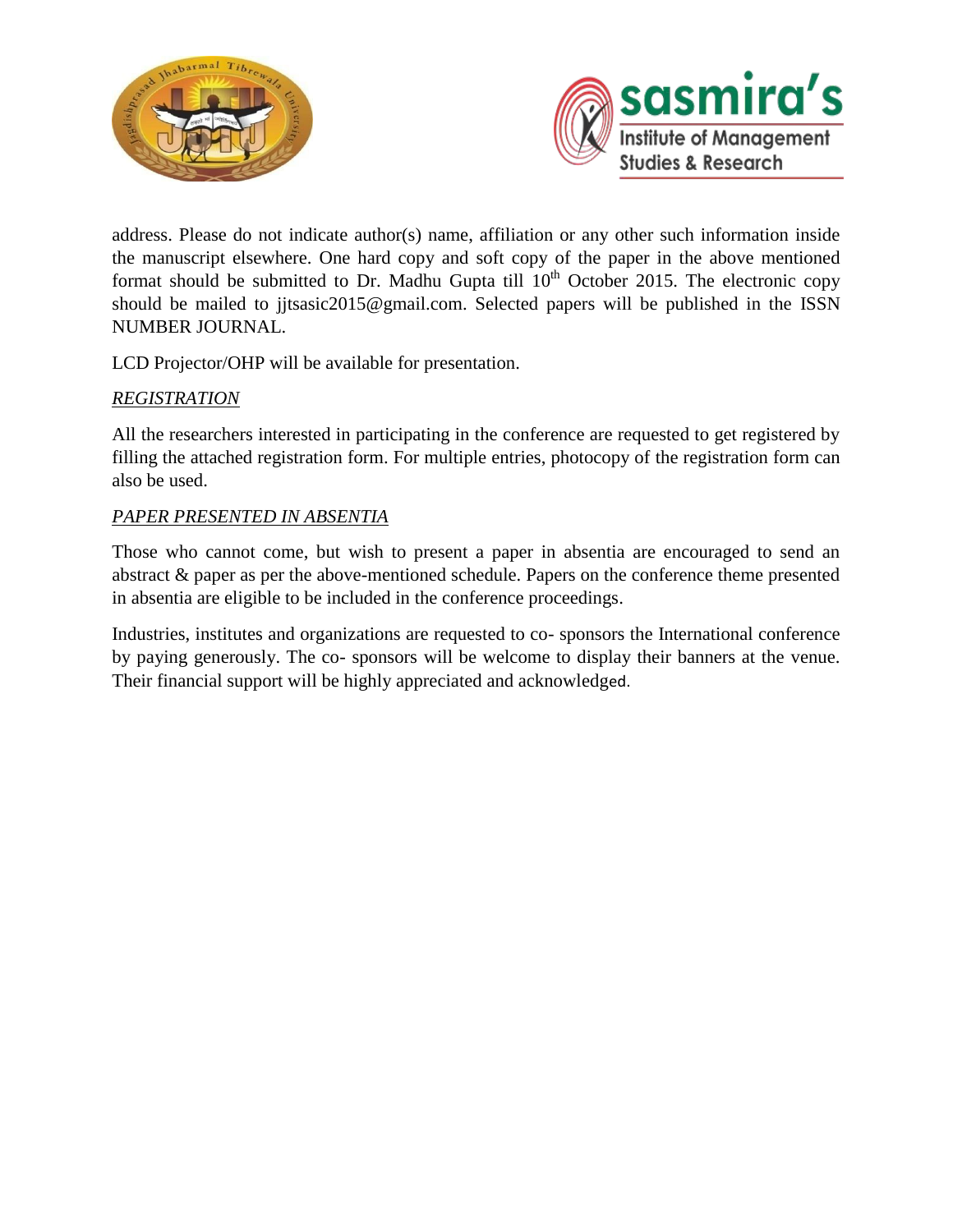address. Please do not indicate author(s) name, affiliation or any other such information inside the manuscript elsewhere. One hard copy and soft copy of the paper in the above mentioned format should be submitted to Dr. Madhu Gupta till 10th October 2015. The electronic copy should be mailed to jjtsasic2015@gmail.com. Selected papers will be published in the ISSN NUMBER JOURNAL.

LCD Projector/OHP will be available for presentation.

*REGISTRATION*

All the researchers interested in participating in the conference are requested to get registered by filling the attached registration form. For multiple entries, photocopy of the registration form can also be used.

*PAPER PRESENTED IN ABSENTIA*

Those who cannot come, but wish to present a paper in absentia are encouraged to send an abstract & paper as per the above-mentioned schedule. Papers on the conference theme presented in absentia are eligible to be included in the conference proceedings.

Industries, institutes and organizations are requested to co- sponsors the International conference by paying generously. The co- sponsors will be welcome to display their banners at the venue. Their financial support will be highly appreciated and acknowledged.